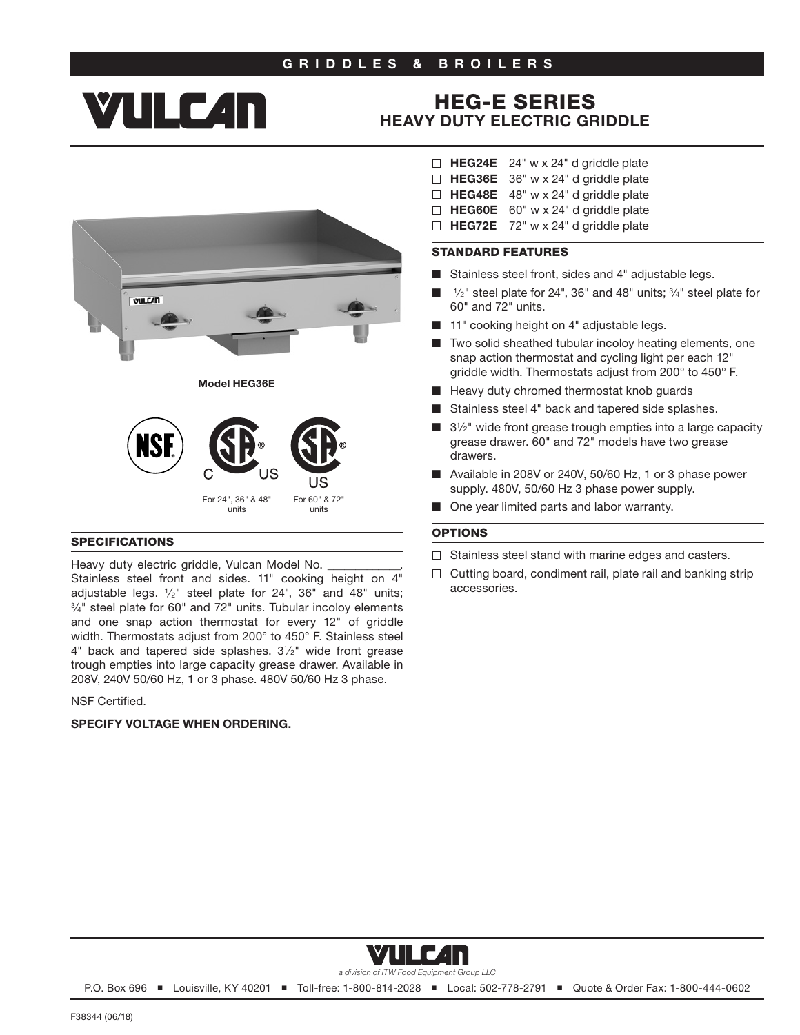# GRIDDLES & BROILERS

# VULCAN

## HEG-E SERIES
## HEAVY DUTY ELECTRIC GRIDDLE

Model HEG36E

For 24", 36" & 48" units

For 60" & 72" units

- ☐ **HEG24E** 24" w x 24" d griddle plate
- ☐ **HEG36E** 36" w x 24" d griddle plate
- ☐ **HEG48E** 48" w x 24" d griddle plate
- ☐ **HEG60E** 60" w x 24" d griddle plate
- ☐ **HEG72E** 72" w x 24" d griddle plate

### STANDARD FEATURES

- Stainless steel front, sides and 4" adjustable legs.
- ½" steel plate for 24", 36" and 48" units; ¾" steel plate for 60" and 72" units.
- 11" cooking height on 4" adjustable legs.
- Two solid sheathed tubular incoloy heating elements, one snap action thermostat and cycling light per each 12" griddle width. Thermostats adjust from 200° to 450° F.
- Heavy duty chromed thermostat knob guards
- Stainless steel 4" back and tapered side splashes.
- 3½" wide front grease trough empties into a large capacity grease drawer. 60" and 72" models have two grease drawers.
- Available in 208V or 240V, 50/60 Hz, 1 or 3 phase power supply. 480V, 50/60 Hz 3 phase power supply.
- One year limited parts and labor warranty.

### OPTIONS

- ☐ Stainless steel stand with marine edges and casters.
- ☐ Cutting board, condiment rail, plate rail and banking strip accessories.

### SPECIFICATIONS

Heavy duty electric griddle, Vulcan Model No. ____________. Stainless steel front and sides. 11" cooking height on 4" adjustable legs. ½" steel plate for 24", 36" and 48" units; ¾" steel plate for 60" and 72" units. Tubular incoloy elements and one snap action thermostat for every 12" of griddle width. Thermostats adjust from 200° to 450° F. Stainless steel 4" back and tapered side splashes. 3½" wide front grease trough empties into large capacity grease drawer. Available in 208V, 240V 50/60 Hz, 1 or 3 phase. 480V 50/60 Hz 3 phase.

NSF Certified.

**SPECIFY VOLTAGE WHEN ORDERING.**

VULCAN

*a division of ITW Food Equipment Group LLC*

P.O. Box 696 ■ Louisville, KY 40201 ■ Toll-free: 1-800-814-2028 ■ Local: 502-778-2791 ■ Quote & Order Fax: 1-800-444-0602

F38344 (06/18)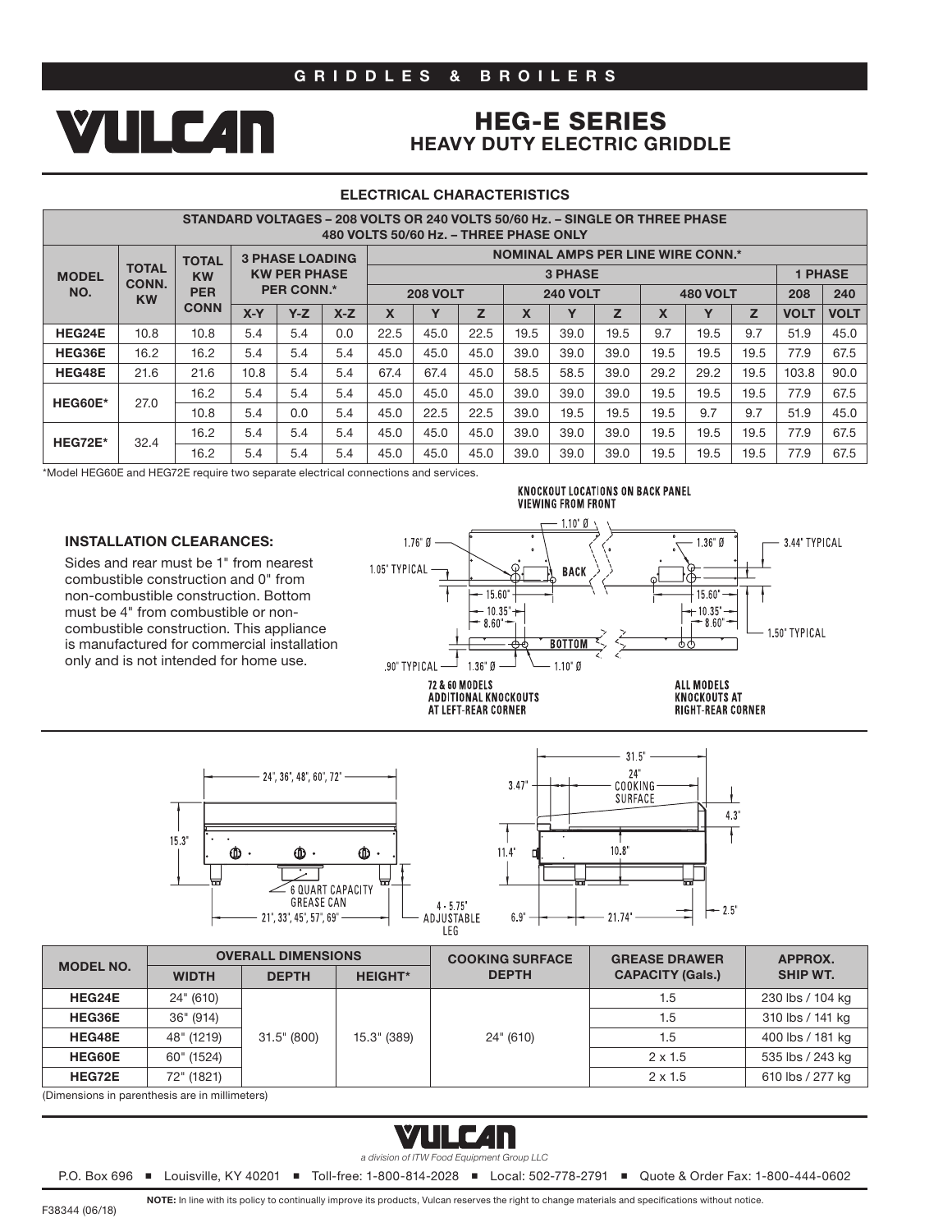GRIDDLES & BROILERS

# VULCAN

## HEG-E SERIES
## HEAVY DUTY ELECTRIC GRIDDLE

### ELECTRICAL CHARACTERISTICS

STANDARD VOLTAGES – 208 VOLTS OR 240 VOLTS 50/60 Hz. – SINGLE OR THREE PHASE
480 VOLTS 50/60 Hz. – THREE PHASE ONLY

| MODEL NO. | TOTAL CONN. KW | TOTAL KW PER CONN | 3 PHASE LOADING KW PER PHASE PER CONN.* | | | NOMINAL AMPS PER LINE WIRE CONN.* | | | | | | | | | | |
|---|---|---|---|---|---|---|---|---|---|---|---|---|---|---|---|---|
| | | | | | | 3 PHASE | | | | | | | | | 1 PHASE | |
| | | | | | | 208 VOLT | | | 240 VOLT | | | 480 VOLT | | | 208 | 240 |
| | | | X-Y | Y-Z | X-Z | X | Y | Z | X | Y | Z | X | Y | Z | VOLT | VOLT |
| HEG24E | 10.8 | 10.8 | 5.4 | 5.4 | 0.0 | 22.5 | 45.0 | 22.5 | 19.5 | 39.0 | 19.5 | 9.7 | 19.5 | 9.7 | 51.9 | 45.0 |
| HEG36E | 16.2 | 16.2 | 5.4 | 5.4 | 5.4 | 45.0 | 45.0 | 45.0 | 39.0 | 39.0 | 39.0 | 19.5 | 19.5 | 19.5 | 77.9 | 67.5 |
| HEG48E | 21.6 | 21.6 | 10.8 | 5.4 | 5.4 | 67.4 | 67.4 | 45.0 | 58.5 | 58.5 | 39.0 | 29.2 | 29.2 | 19.5 | 103.8 | 90.0 |
| HEG60E* | 27.0 | 16.2 | 5.4 | 5.4 | 5.4 | 45.0 | 45.0 | 45.0 | 39.0 | 39.0 | 39.0 | 19.5 | 19.5 | 19.5 | 77.9 | 67.5 |
| | | 10.8 | 5.4 | 0.0 | 5.4 | 45.0 | 22.5 | 22.5 | 39.0 | 19.5 | 19.5 | 19.5 | 9.7 | 9.7 | 51.9 | 45.0 |
| HEG72E* | 32.4 | 16.2 | 5.4 | 5.4 | 5.4 | 45.0 | 45.0 | 45.0 | 39.0 | 39.0 | 39.0 | 19.5 | 19.5 | 19.5 | 77.9 | 67.5 |
| | | 16.2 | 5.4 | 5.4 | 5.4 | 45.0 | 45.0 | 45.0 | 39.0 | 39.0 | 39.0 | 19.5 | 19.5 | 19.5 | 77.9 | 67.5 |

*Model HEG60E and HEG72E require two separate electrical connections and services.

**INSTALLATION CLEARANCES:**

Sides and rear must be 1" from nearest combustible construction and 0" from non-combustible construction. Bottom must be 4" from combustible or non-combustible construction. This appliance is manufactured for commercial installation only and is not intended for home use.

KNOCKOUT LOCATIONS ON BACK PANEL
VIEWING FROM FRONT

1.10" Ø
1.76" Ø
1.36" Ø
3.44" TYPICAL
1.05" TYPICAL
BACK
15.60"
10.35"
8.60"
15.60"
10.35"
8.60"
1.50" TYPICAL
BOTTOM
.90" TYPICAL
1.36" Ø
1.10" Ø
72 & 60 MODELS ADDITIONAL KNOCKOUTS AT LEFT-REAR CORNER
ALL MODELS KNOCKOUTS AT RIGHT-REAR CORNER

24", 36", 48", 60", 72"
15.3"
6 QUART CAPACITY GREASE CAN
21", 33", 45", 57", 69"
4 - 5.75" ADJUSTABLE LEG
31.5"
24" COOKING SURFACE
3.47"
4.3"
11.4"
10.8"
6.9"
21.74"
2.5"

| MODEL NO. | OVERALL DIMENSIONS | | | COOKING SURFACE DEPTH | GREASE DRAWER CAPACITY (Gals.) | APPROX. SHIP WT. |
|---|---|---|---|---|---|---|
| | WIDTH | DEPTH | HEIGHT* | | | |
| HEG24E | 24" (610) | 31.5" (800) | 15.3" (389) | 24" (610) | 1.5 | 230 lbs / 104 kg |
| HEG36E | 36" (914) | | | | 1.5 | 310 lbs / 141 kg |
| HEG48E | 48" (1219) | | | | 1.5 | 400 lbs / 181 kg |
| HEG60E | 60" (1524) | | | | 2 x 1.5 | 535 lbs / 243 kg |
| HEG72E | 72" (1821) | | | | 2 x 1.5 | 610 lbs / 277 kg |

(Dimensions in parenthesis are in millimeters)

VULCAN
*a division of ITW Food Equipment Group LLC*

P.O. Box 696 ■ Louisville, KY 40201 ■ Toll-free: 1-800-814-2028 ■ Local: 502-778-2791 ■ Quote & Order Fax: 1-800-444-0602

**NOTE:** In line with its policy to continually improve its products, Vulcan reserves the right to change materials and specifications without notice.

F38344 (06/18)